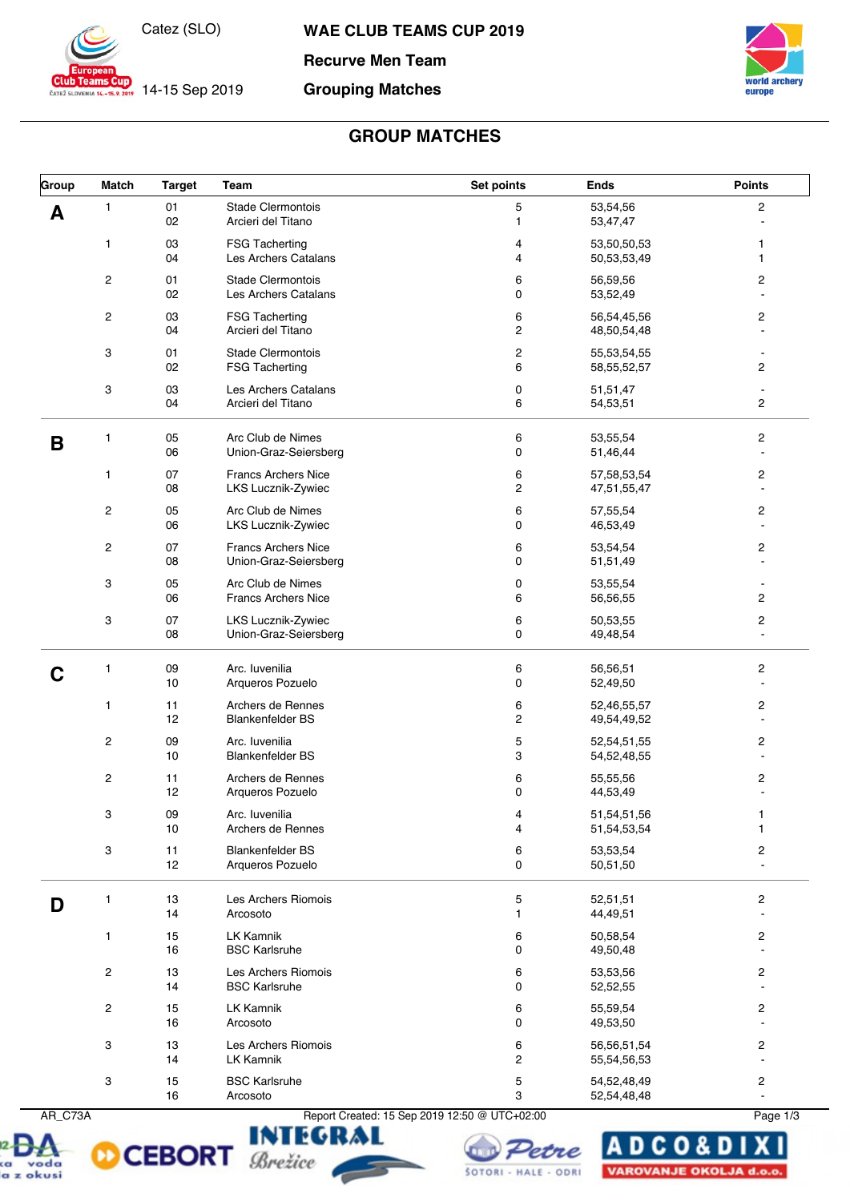Catez (SLO)

14-15 Sep 2019

# WAE CLUB TEAMS CUP 2019

## Recurve Men Team

## Grouping Matches

## GROUP MATCHES

| Group | Match | Target | Team | Set points | Ends | Points |
|---|---|---|---|---|---|---|
| A | 1 | 01 | Stade Clermontois | 5 | 53,54,56 | 2 |
| | | 02 | Arcieri del Titano | 1 | 53,47,47 | - |
| | 1 | 03 | FSG Tacherting | 4 | 53,50,50,53 | 1 |
| | | 04 | Les Archers Catalans | 4 | 50,53,53,49 | 1 |
| | 2 | 01 | Stade Clermontois | 6 | 56,59,56 | 2 |
| | | 02 | Les Archers Catalans | 0 | 53,52,49 | - |
| | 2 | 03 | FSG Tacherting | 6 | 56,54,45,56 | 2 |
| | | 04 | Arcieri del Titano | 2 | 48,50,54,48 | - |
| | 3 | 01 | Stade Clermontois | 2 | 55,53,54,55 | - |
| | | 02 | FSG Tacherting | 6 | 58,55,52,57 | 2 |
| | 3 | 03 | Les Archers Catalans | 0 | 51,51,47 | - |
| | | 04 | Arcieri del Titano | 6 | 54,53,51 | 2 |
| B | 1 | 05 | Arc Club de Nimes | 6 | 53,55,54 | 2 |
| | | 06 | Union-Graz-Seiersberg | 0 | 51,46,44 | - |
| | 1 | 07 | Francs Archers Nice | 6 | 57,58,53,54 | 2 |
| | | 08 | LKS Lucznik-Zywiec | 2 | 47,51,55,47 | - |
| | 2 | 05 | Arc Club de Nimes | 6 | 57,55,54 | 2 |
| | | 06 | LKS Lucznik-Zywiec | 0 | 46,53,49 | - |
| | 2 | 07 | Francs Archers Nice | 6 | 53,54,54 | 2 |
| | | 08 | Union-Graz-Seiersberg | 0 | 51,51,49 | - |
| | 3 | 05 | Arc Club de Nimes | 0 | 53,55,54 | - |
| | | 06 | Francs Archers Nice | 6 | 56,56,55 | 2 |
| | 3 | 07 | LKS Lucznik-Zywiec | 6 | 50,53,55 | 2 |
| | | 08 | Union-Graz-Seiersberg | 0 | 49,48,54 | - |
| C | 1 | 09 | Arc. Iuvenilia | 6 | 56,56,51 | 2 |
| | | 10 | Arqueros Pozuelo | 0 | 52,49,50 | - |
| | 1 | 11 | Archers de Rennes | 6 | 52,46,55,57 | 2 |
| | | 12 | Blankenfelder BS | 2 | 49,54,49,52 | - |
| | 2 | 09 | Arc. Iuvenilia | 5 | 52,54,51,55 | 2 |
| | | 10 | Blankenfelder BS | 3 | 54,52,48,55 | - |
| | 2 | 11 | Archers de Rennes | 6 | 55,55,56 | 2 |
| | | 12 | Arqueros Pozuelo | 0 | 44,53,49 | - |
| | 3 | 09 | Arc. Iuvenilia | 4 | 51,54,51,56 | 1 |
| | | 10 | Archers de Rennes | 4 | 51,54,53,54 | 1 |
| | 3 | 11 | Blankenfelder BS | 6 | 53,53,54 | 2 |
| | | 12 | Arqueros Pozuelo | 0 | 50,51,50 | - |
| D | 1 | 13 | Les Archers Riomois | 5 | 52,51,51 | 2 |
| | | 14 | Arcosoto | 1 | 44,49,51 | - |
| | 1 | 15 | LK Kamnik | 6 | 50,58,54 | 2 |
| | | 16 | BSC Karlsruhe | 0 | 49,50,48 | - |
| | 2 | 13 | Les Archers Riomois | 6 | 53,53,56 | 2 |
| | | 14 | BSC Karlsruhe | 0 | 52,52,55 | - |
| | 2 | 15 | LK Kamnik | 6 | 55,59,54 | 2 |
| | | 16 | Arcosoto | 0 | 49,53,50 | - |
| | 3 | 13 | Les Archers Riomois | 6 | 56,56,51,54 | 2 |
| | | 14 | LK Kamnik | 2 | 55,54,56,53 | - |
| | 3 | 15 | BSC Karlsruhe | 5 | 54,52,48,49 | 2 |
| | | 16 | Arcosoto | 3 | 52,54,48,48 | - |

AR_C73A — Report Created: 15 Sep 2019 12:50 @ UTC+02:00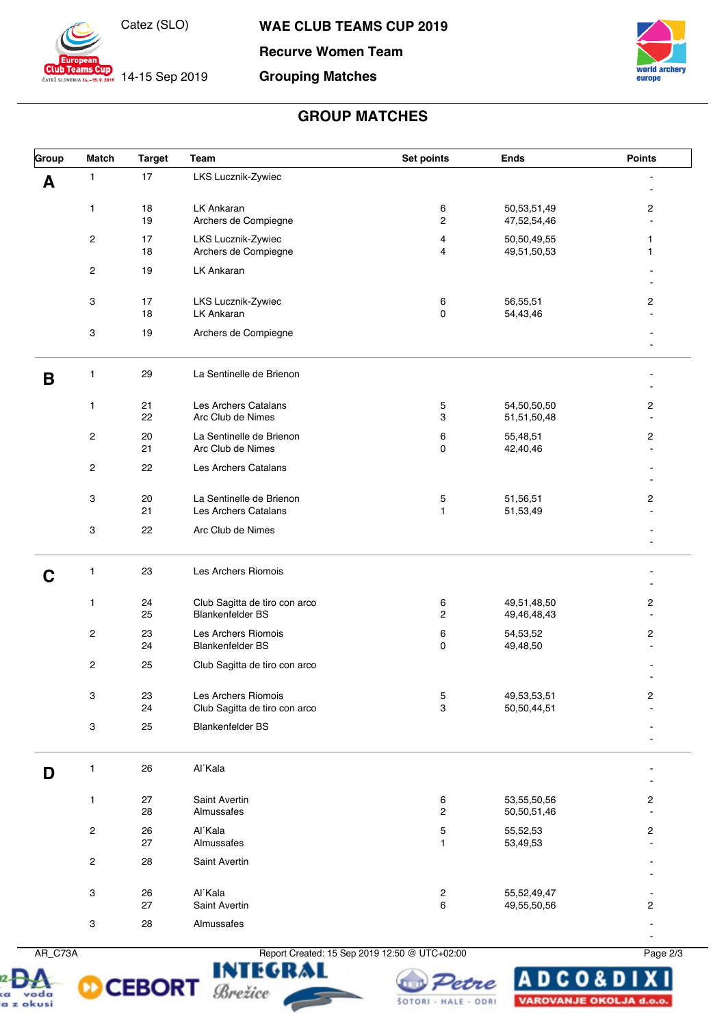Catez (SLO)

14-15 Sep 2019

# WAE CLUB TEAMS CUP 2019

## Recurve Women Team

## Grouping Matches

## GROUP MATCHES

| Group | Match | Target | Team | Set points | Ends | Points |
|---|---|---|---|---|---|---|
| A | 1 | 17 | LKS Lucznik-Zywiec | | | - |
| | | | | | | - |
| | 1 | 18 | LK Ankaran | 6 | 50,53,51,49 | 2 |
| | | 19 | Archers de Compiegne | 2 | 47,52,54,46 | - |
| | 2 | 17 | LKS Lucznik-Zywiec | 4 | 50,50,49,55 | 1 |
| | | 18 | Archers de Compiegne | 4 | 49,51,50,53 | 1 |
| | 2 | 19 | LK Ankaran | | | - |
| | | | | | | - |
| | 3 | 17 | LKS Lucznik-Zywiec | 6 | 56,55,51 | 2 |
| | | 18 | LK Ankaran | 0 | 54,43,46 | - |
| | 3 | 19 | Archers de Compiegne | | | - |
| | | | | | | - |
| B | 1 | 29 | La Sentinelle de Brienon | | | - |
| | | | | | | - |
| | 1 | 21 | Les Archers Catalans | 5 | 54,50,50,50 | 2 |
| | | 22 | Arc Club de Nimes | 3 | 51,51,50,48 | - |
| | 2 | 20 | La Sentinelle de Brienon | 6 | 55,48,51 | 2 |
| | | 21 | Arc Club de Nimes | 0 | 42,40,46 | - |
| | 2 | 22 | Les Archers Catalans | | | - |
| | | | | | | - |
| | 3 | 20 | La Sentinelle de Brienon | 5 | 51,56,51 | 2 |
| | | 21 | Les Archers Catalans | 1 | 51,53,49 | - |
| | 3 | 22 | Arc Club de Nimes | | | - |
| | | | | | | - |
| C | 1 | 23 | Les Archers Riomois | | | - |
| | | | | | | - |
| | 1 | 24 | Club Sagitta de tiro con arco | 6 | 49,51,48,50 | 2 |
| | | 25 | Blankenfelder BS | 2 | 49,46,48,43 | - |
| | 2 | 23 | Les Archers Riomois | 6 | 54,53,52 | 2 |
| | | 24 | Blankenfelder BS | 0 | 49,48,50 | - |
| | 2 | 25 | Club Sagitta de tiro con arco | | | - |
| | | | | | | - |
| | 3 | 23 | Les Archers Riomois | 5 | 49,53,53,51 | 2 |
| | | 24 | Club Sagitta de tiro con arco | 3 | 50,50,44,51 | - |
| | 3 | 25 | Blankenfelder BS | | | - |
| | | | | | | - |
| D | 1 | 26 | Al´Kala | | | - |
| | | | | | | - |
| | 1 | 27 | Saint Avertin | 6 | 53,55,50,56 | 2 |
| | | 28 | Almussafes | 2 | 50,50,51,46 | - |
| | 2 | 26 | Al´Kala | 5 | 55,52,53 | 2 |
| | | 27 | Almussafes | 1 | 53,49,53 | - |
| | 2 | 28 | Saint Avertin | | | - |
| | | | | | | - |
| | 3 | 26 | Al´Kala | 2 | 55,52,49,47 | - |
| | | 27 | Saint Avertin | 6 | 49,55,50,56 | 2 |
| | 3 | 28 | Almussafes | | | - |
| | | | | | | - |

AR_C73A

Report Created: 15 Sep 2019 12:50 @ UTC+02:00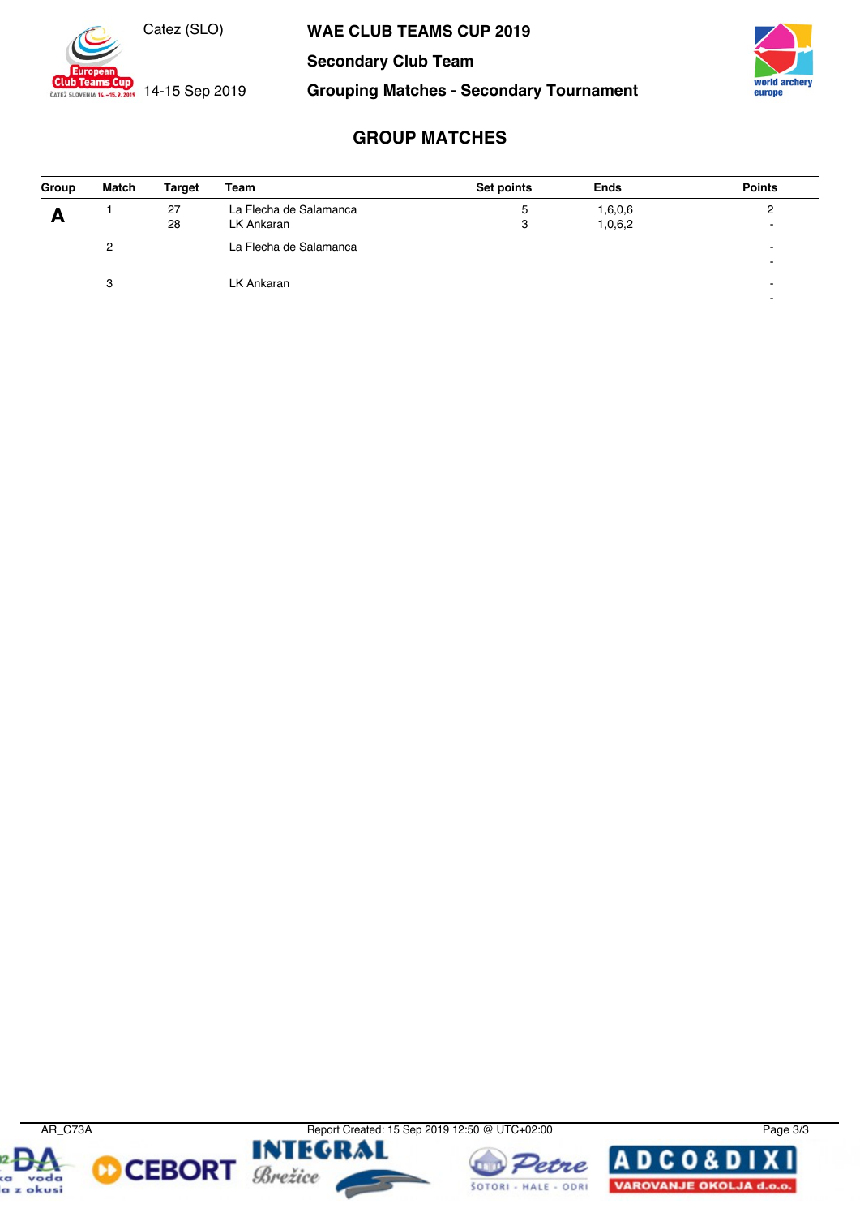Catez (SLO)

14-15 Sep 2019

**WAE CLUB TEAMS CUP 2019**

**Secondary Club Team**

**Grouping Matches - Secondary Tournament**

## GROUP MATCHES

| Group | Match | Target | Team | Set points | Ends | Points |
|---|---|---|---|---|---|---|
| **A** | 1 | 27 | La Flecha de Salamanca | 5 | 1,6,0,6 | 2 |
| | | 28 | LK Ankaran | 3 | 1,0,6,2 | - |
| | 2 | | La Flecha de Salamanca | | | - |
| | | | | | | - |
| | 3 | | LK Ankaran | | | - |
| | | | | | | - |

AR_C73A

Report Created: 15 Sep 2019 12:50 @ UTC+02:00